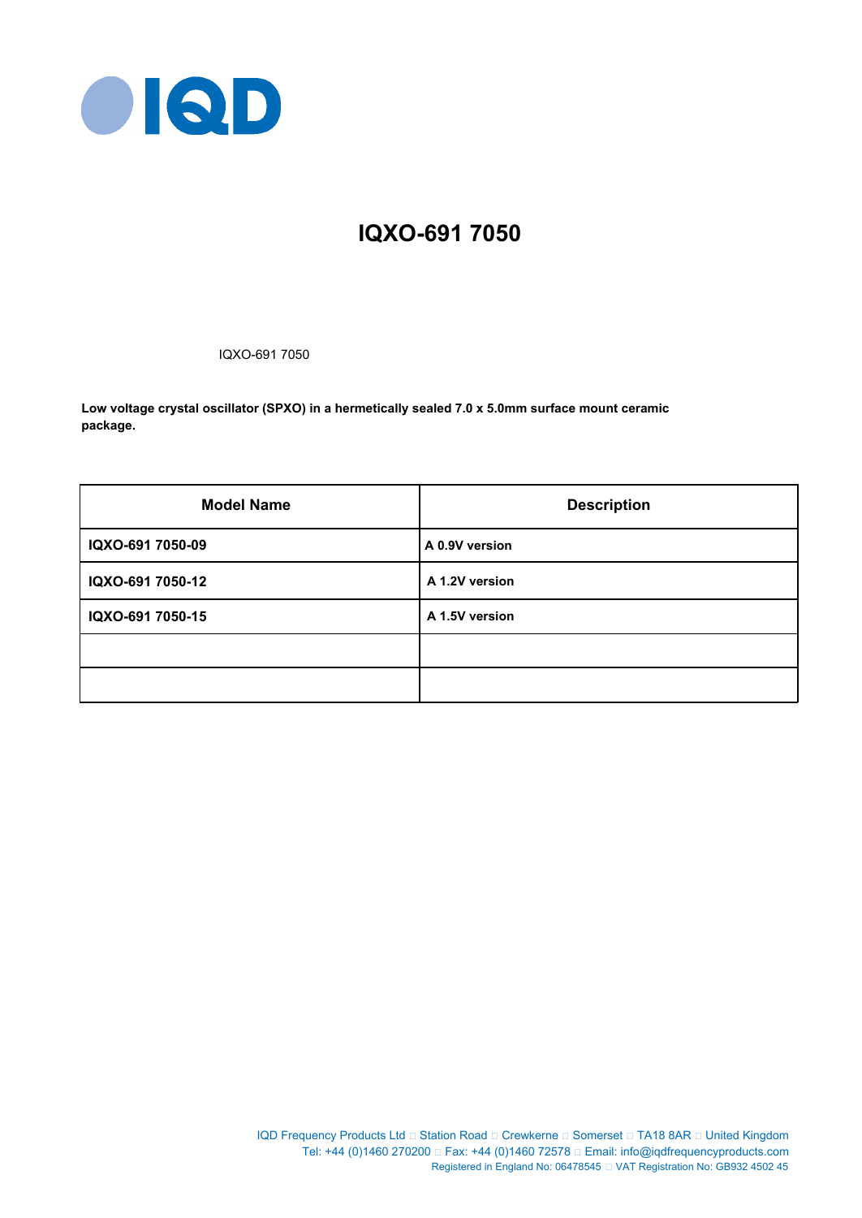# IQXO-691 7050

IQXO-691 7050

**Low voltage crystal oscillator (SPXO) in a hermetically sealed 7.0 x 5.0mm surface mount ceramic package.**

| Model Name | Description |
|---|---|
| **IQXO-691 7050-09** | **A 0.9V version** |
| **IQXO-691 7050-12** | **A 1.2V version** |
| **IQXO-691 7050-15** | **A 1.5V version** |
| | |
| | |

IQD Frequency Products Ltd □ Station Road □ Crewkerne □ Somerset □ TA18 8AR □ United Kingdom
Tel: +44 (0)1460 270200 □ Fax: +44 (0)1460 72578 □ Email: info@iqdfrequencyproducts.com
Registered in England No: 06478545 □ VAT Registration No: GB932 4502 45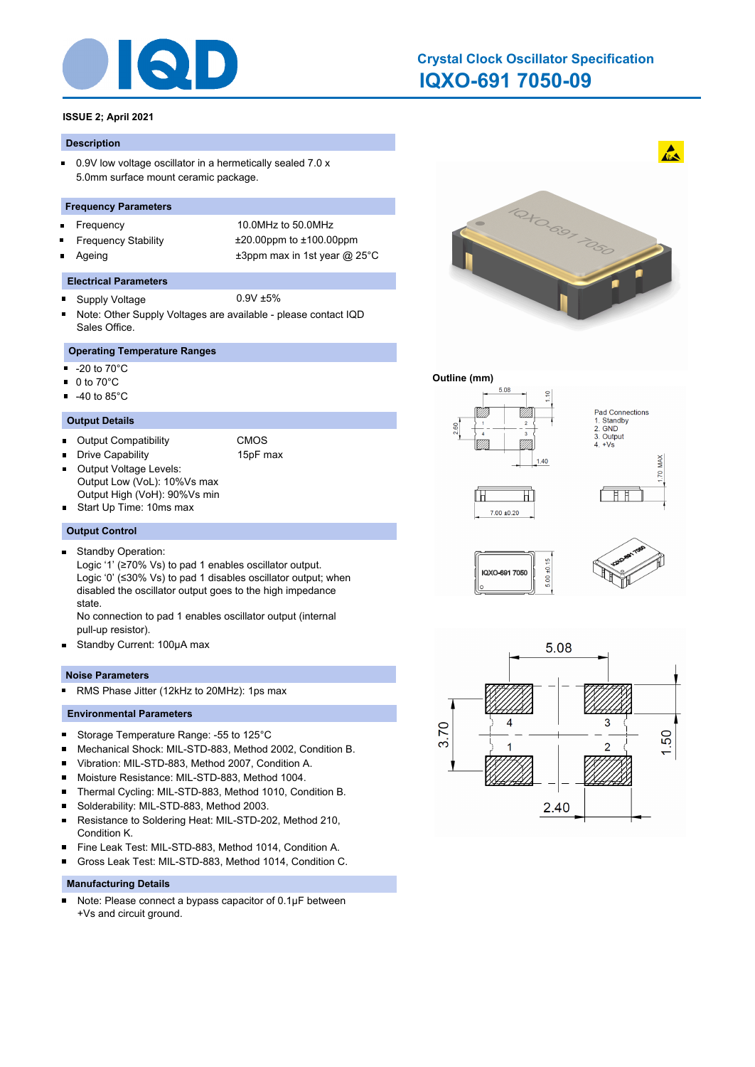# Crystal Clock Oscillator Specification

## IQXO-691 7050-09

**ISSUE 2; April 2021**

### Description

- 0.9V low voltage oscillator in a hermetically sealed 7.0 x 5.0mm surface mount ceramic package.

### Frequency Parameters

- Frequency: 10.0MHz to 50.0MHz
- Frequency Stability: ±20.00ppm to ±100.00ppm
- Ageing: ±3ppm max in 1st year @ 25°C

### Electrical Parameters

- Supply Voltage: 0.9V ±5%
- Note: Other Supply Voltages are available - please contact IQD Sales Office.

### Operating Temperature Ranges

- -20 to 70°C
- 0 to 70°C
- -40 to 85°C

### Output Details

- Output Compatibility: CMOS
- Drive Capability: 15pF max
- Output Voltage Levels:
  Output Low (VoL): 10%Vs max
  Output High (VoH): 90%Vs min
- Start Up Time: 10ms max

### Output Control

- Standby Operation:
  Logic '1' (≥70% Vs) to pad 1 enables oscillator output.
  Logic '0' (≤30% Vs) to pad 1 disables oscillator output; when disabled the oscillator output goes to the high impedance state.
  No connection to pad 1 enables oscillator output (internal pull-up resistor).
- Standby Current: 100µA max

### Noise Parameters

- RMS Phase Jitter (12kHz to 20MHz): 1ps max

### Environmental Parameters

- Storage Temperature Range: -55 to 125°C
- Mechanical Shock: MIL-STD-883, Method 2002, Condition B.
- Vibration: MIL-STD-883, Method 2007, Condition A.
- Moisture Resistance: MIL-STD-883, Method 1004.
- Thermal Cycling: MIL-STD-883, Method 1010, Condition B.
- Solderability: MIL-STD-883, Method 2003.
- Resistance to Soldering Heat: MIL-STD-202, Method 210, Condition K.
- Fine Leak Test: MIL-STD-883, Method 1014, Condition A.
- Gross Leak Test: MIL-STD-883, Method 1014, Condition C.

### Manufacturing Details

- Note: Please connect a bypass capacitor of 0.1µF between +Vs and circuit ground.

### Outline (mm)

Pad Connections
1. Standby
2. GND
3. Output
4. +Vs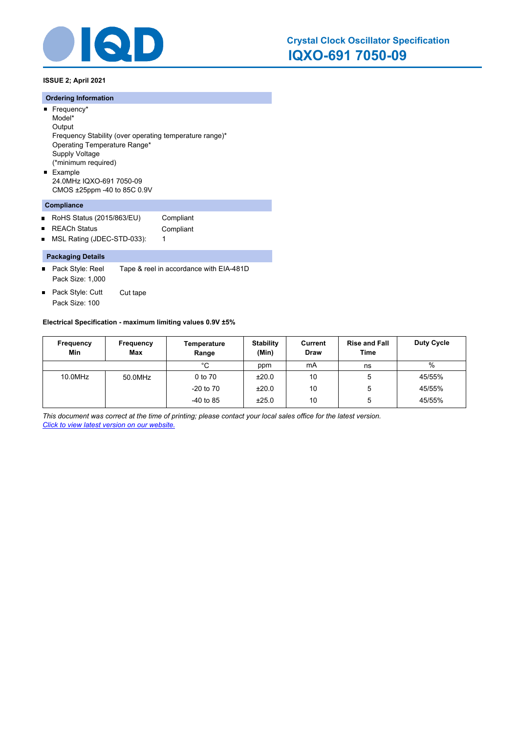# Crystal Clock Oscillator Specification
## IQXO-691 7050-09

**ISSUE 2; April 2021**

### Ordering Information

- Frequency*
  Model*
  Output
  Frequency Stability (over operating temperature range)*
  Operating Temperature Range*
  Supply Voltage
  (*minimum required)
- Example
  24.0MHz IQXO-691 7050-09
  CMOS ±25ppm -40 to 85C 0.9V

### Compliance

- RoHS Status (2015/863/EU) Compliant
- REACh Status Compliant
- MSL Rating (JDEC-STD-033): 1

### Packaging Details

- Pack Style: Reel Tape & reel in accordance with EIA-481D
  Pack Size: 1,000
- Pack Style: Cutt Cut tape
  Pack Size: 100

**Electrical Specification - maximum limiting values 0.9V ±5%**

| Frequency Min | Frequency Max | Temperature Range | Stability (Min) | Current Draw | Rise and Fall Time | Duty Cycle |
|---|---|---|---|---|---|---|
| | | °C | ppm | mA | ns | % |
| 10.0MHz | 50.0MHz | 0 to 70 | ±20.0 | 10 | 5 | 45/55% |
| | | -20 to 70 | ±20.0 | 10 | 5 | 45/55% |
| | | -40 to 85 | ±25.0 | 10 | 5 | 45/55% |

*This document was correct at the time of printing; please contact your local sales office for the latest version.*
*Click to view latest version on our website.*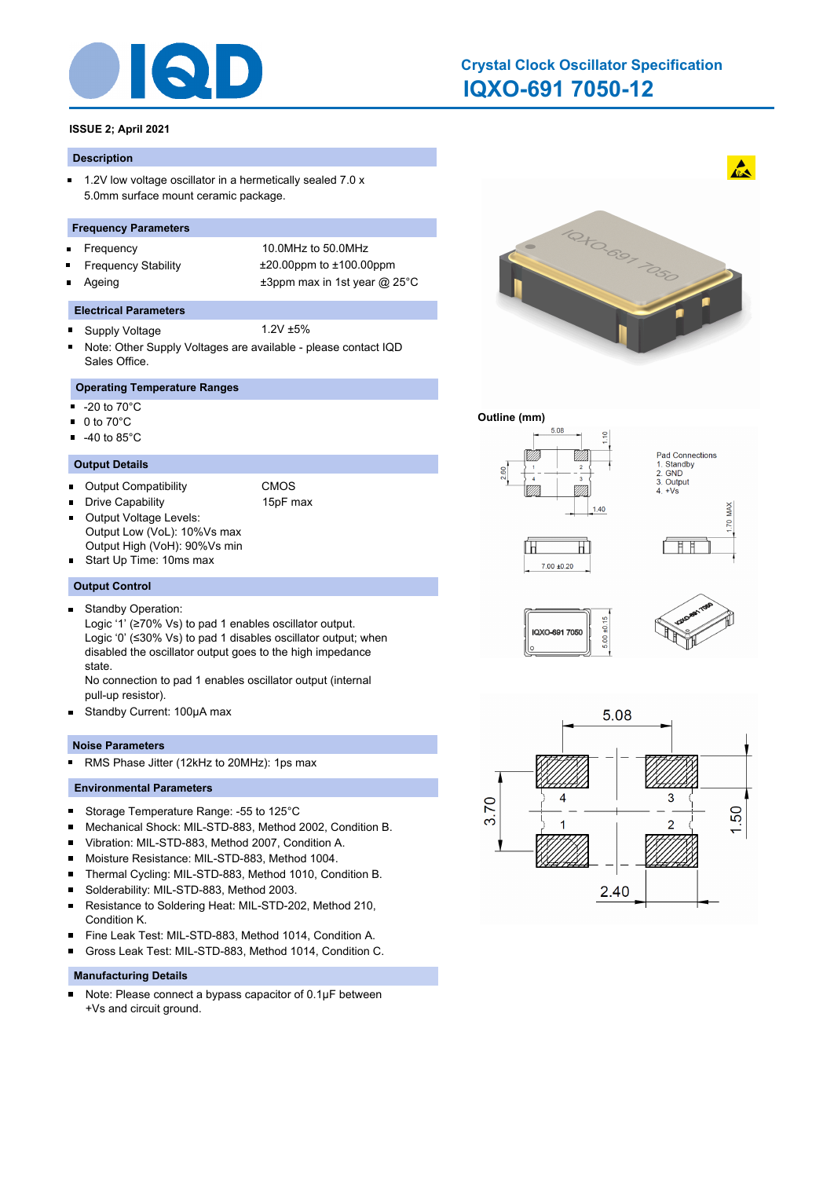# Crystal Clock Oscillator Specification

## IQXO-691 7050-12

**ISSUE 2; April 2021**

### Description

- 1.2V low voltage oscillator in a hermetically sealed 7.0 x 5.0mm surface mount ceramic package.

### Frequency Parameters

- Frequency: 10.0MHz to 50.0MHz
- Frequency Stability: ±20.00ppm to ±100.00ppm
- Ageing: ±3ppm max in 1st year @ 25°C

### Electrical Parameters

- Supply Voltage: 1.2V ±5%
- Note: Other Supply Voltages are available - please contact IQD Sales Office.

### Operating Temperature Ranges

- -20 to 70°C
- 0 to 70°C
- -40 to 85°C

### Output Details

- Output Compatibility: CMOS
- Drive Capability: 15pF max
- Output Voltage Levels:
  Output Low (VoL): 10%Vs max
  Output High (VoH): 90%Vs min
- Start Up Time: 10ms max

### Output Control

- Standby Operation:
  Logic '1' (≥70% Vs) to pad 1 enables oscillator output.
  Logic '0' (≤30% Vs) to pad 1 disables oscillator output; when disabled the oscillator output goes to the high impedance state.
  No connection to pad 1 enables oscillator output (internal pull-up resistor).
- Standby Current: 100µA max

### Noise Parameters

- RMS Phase Jitter (12kHz to 20MHz): 1ps max

### Environmental Parameters

- Storage Temperature Range: -55 to 125°C
- Mechanical Shock: MIL-STD-883, Method 2002, Condition B.
- Vibration: MIL-STD-883, Method 2007, Condition A.
- Moisture Resistance: MIL-STD-883, Method 1004.
- Thermal Cycling: MIL-STD-883, Method 1010, Condition B.
- Solderability: MIL-STD-883, Method 2003.
- Resistance to Soldering Heat: MIL-STD-202, Method 210, Condition K.
- Fine Leak Test: MIL-STD-883, Method 1014, Condition A.
- Gross Leak Test: MIL-STD-883, Method 1014, Condition C.

### Manufacturing Details

- Note: Please connect a bypass capacitor of 0.1µF between +Vs and circuit ground.

### Outline (mm)

Pad Connections
1. Standby
2. GND
3. Output
4. +Vs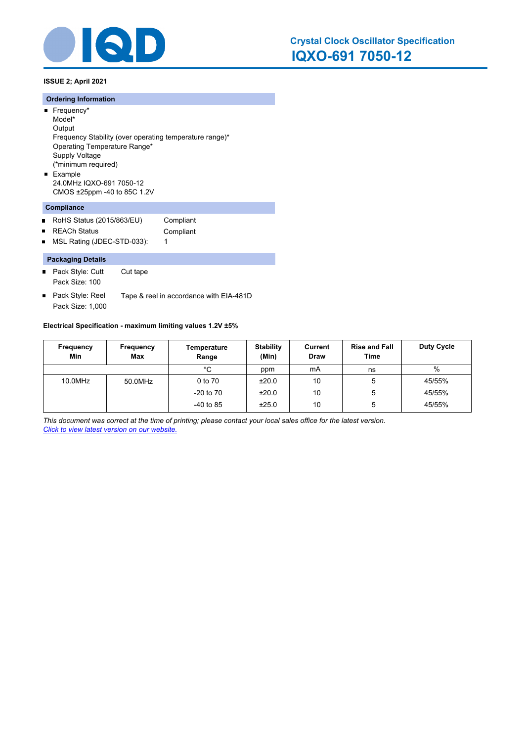# Crystal Clock Oscillator Specification
## IQXO-691 7050-12

**ISSUE 2; April 2021**

### Ordering Information

- Frequency*
  Model*
  Output
  Frequency Stability (over operating temperature range)*
  Operating Temperature Range*
  Supply Voltage
  (*minimum required)
- Example
  24.0MHz IQXO-691 7050-12
  CMOS ±25ppm -40 to 85C 1.2V

### Compliance

- RoHS Status (2015/863/EU) Compliant
- REACh Status Compliant
- MSL Rating (JDEC-STD-033): 1

### Packaging Details

- Pack Style: Cutt Cut tape
  Pack Size: 100
- Pack Style: Reel Tape & reel in accordance with EIA-481D
  Pack Size: 1,000

**Electrical Specification - maximum limiting values 1.2V ±5%**

| Frequency Min | Frequency Max | Temperature Range | Stability (Min) | Current Draw | Rise and Fall Time | Duty Cycle |
|---|---|---|---|---|---|---|
| | | °C | ppm | mA | ns | % |
| 10.0MHz | 50.0MHz | 0 to 70 | ±20.0 | 10 | 5 | 45/55% |
| | | -20 to 70 | ±20.0 | 10 | 5 | 45/55% |
| | | -40 to 85 | ±25.0 | 10 | 5 | 45/55% |

*This document was correct at the time of printing; please contact your local sales office for the latest version.*
*Click to view latest version on our website.*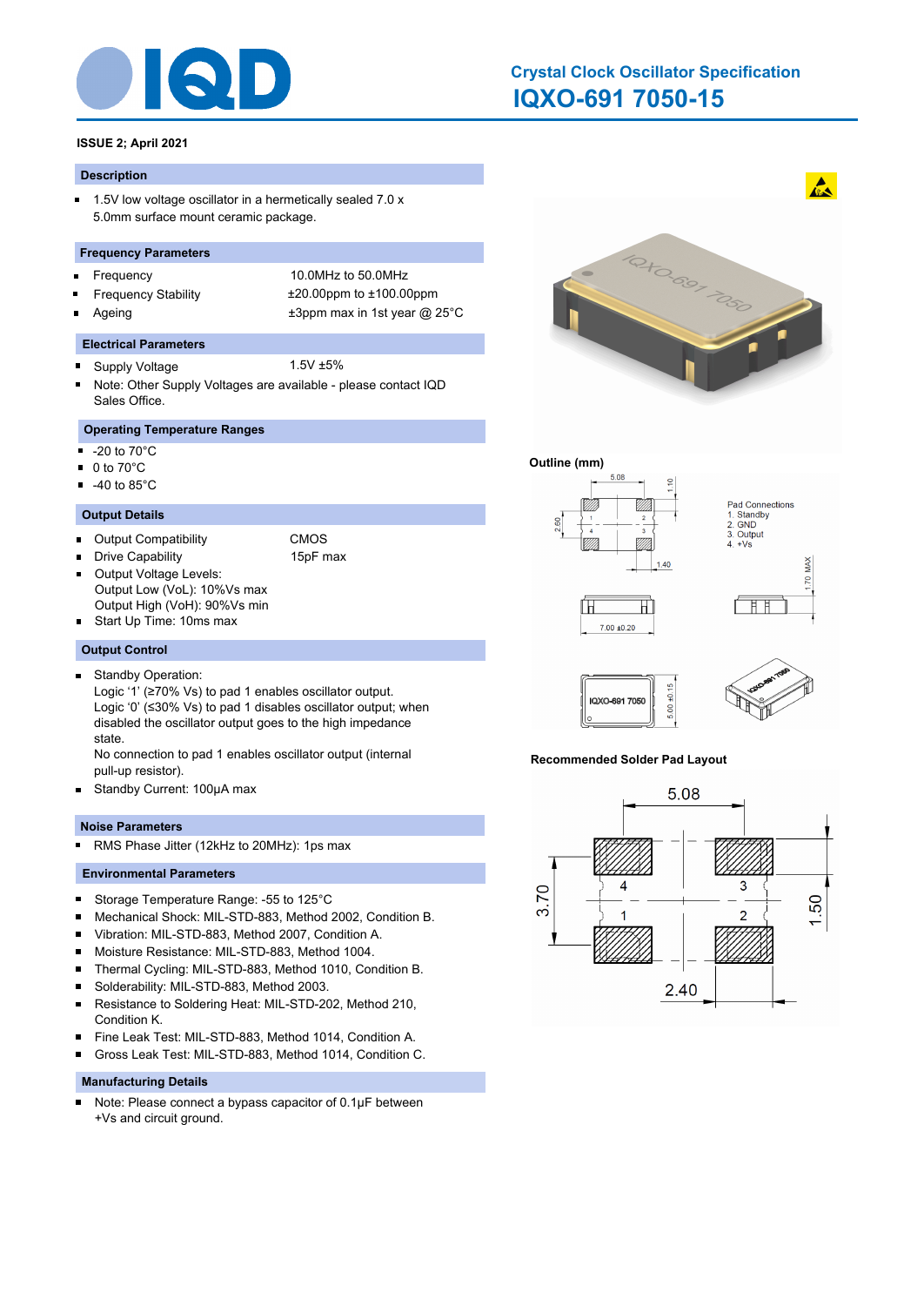# Crystal Clock Oscillator Specification

## IQXO-691 7050-15

**ISSUE 2; April 2021**

### Description

- 1.5V low voltage oscillator in a hermetically sealed 7.0 x 5.0mm surface mount ceramic package.

### Frequency Parameters

| | |
|---|---|
| Frequency | 10.0MHz to 50.0MHz |
| Frequency Stability | ±20.00ppm to ±100.00ppm |
| Ageing | ±3ppm max in 1st year @ 25°C |

### Electrical Parameters

- Supply Voltage: 1.5V ±5%
- Note: Other Supply Voltages are available - please contact IQD Sales Office.

### Operating Temperature Ranges

- -20 to 70°C
- 0 to 70°C
- -40 to 85°C

### Output Details

- Output Compatibility: CMOS
- Drive Capability: 15pF max
- Output Voltage Levels:
  Output Low (VoL): 10%Vs max
  Output High (VoH): 90%Vs min
- Start Up Time: 10ms max

### Output Control

- Standby Operation:
  Logic ‘1’ (≥70% Vs) to pad 1 enables oscillator output.
  Logic ‘0’ (≤30% Vs) to pad 1 disables oscillator output; when disabled the oscillator output goes to the high impedance state.
  No connection to pad 1 enables oscillator output (internal pull-up resistor).
- Standby Current: 100µA max

### Noise Parameters

- RMS Phase Jitter (12kHz to 20MHz): 1ps max

### Environmental Parameters

- Storage Temperature Range: -55 to 125°C
- Mechanical Shock: MIL-STD-883, Method 2002, Condition B.
- Vibration: MIL-STD-883, Method 2007, Condition A.
- Moisture Resistance: MIL-STD-883, Method 1004.
- Thermal Cycling: MIL-STD-883, Method 1010, Condition B.
- Solderability: MIL-STD-883, Method 2003.
- Resistance to Soldering Heat: MIL-STD-202, Method 210, Condition K.
- Fine Leak Test: MIL-STD-883, Method 1014, Condition A.
- Gross Leak Test: MIL-STD-883, Method 1014, Condition C.

### Manufacturing Details

- Note: Please connect a bypass capacitor of 0.1µF between +Vs and circuit ground.

**Outline (mm)**

Pad Connections
1. Standby
2. GND
3. Output
4. +Vs

**Recommended Solder Pad Layout**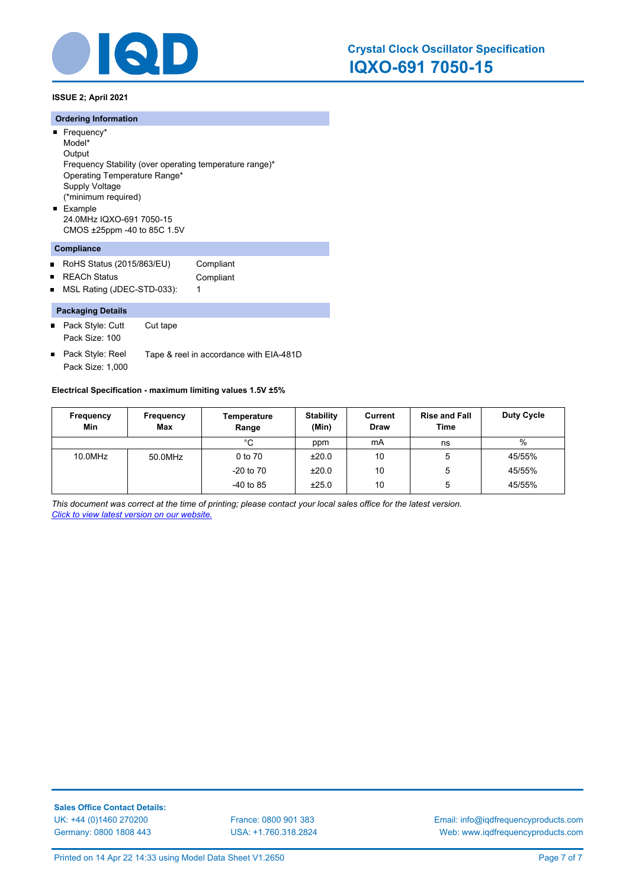# Crystal Clock Oscillator Specification
## IQXO-691 7050-15

**ISSUE 2; April 2021**

### Ordering Information

- Frequency*
  Model*
  Output
  Frequency Stability (over operating temperature range)*
  Operating Temperature Range*
  Supply Voltage
  (*minimum required)
- Example
  24.0MHz IQXO-691 7050-15
  CMOS ±25ppm -40 to 85C 1.5V

### Compliance

- RoHS Status (2015/863/EU) Compliant
- REACh Status Compliant
- MSL Rating (JEDEC-STD-033): 1

### Packaging Details

- Pack Style: Cutt Cut tape
  Pack Size: 100
- Pack Style: Reel Tape & reel in accordance with EIA-481D
  Pack Size: 1,000

**Electrical Specification - maximum limiting values 1.5V ±5%**

| Frequency Min | Frequency Max | Temperature Range | Stability (Min) | Current Draw | Rise and Fall Time | Duty Cycle |
|---|---|---|---|---|---|---|
| | | °C | ppm | mA | ns | % |
| 10.0MHz | 50.0MHz | 0 to 70 | ±20.0 | 10 | 5 | 45/55% |
| | | -20 to 70 | ±20.0 | 10 | 5 | 45/55% |
| | | -40 to 85 | ±25.0 | 10 | 5 | 45/55% |

*This document was correct at the time of printing; please contact your local sales office for the latest version.*
*Click to view latest version on our website.*

**Sales Office Contact Details:**
UK: +44 (0)1460 270200
Germany: 0800 1808 443
France: 0800 901 383
USA: +1.760.318.2824
Email: info@iqdfrequencyproducts.com
Web: www.iqdfrequencyproducts.com

Printed on 14 Apr 22 14:33 using Model Data Sheet V1.2650